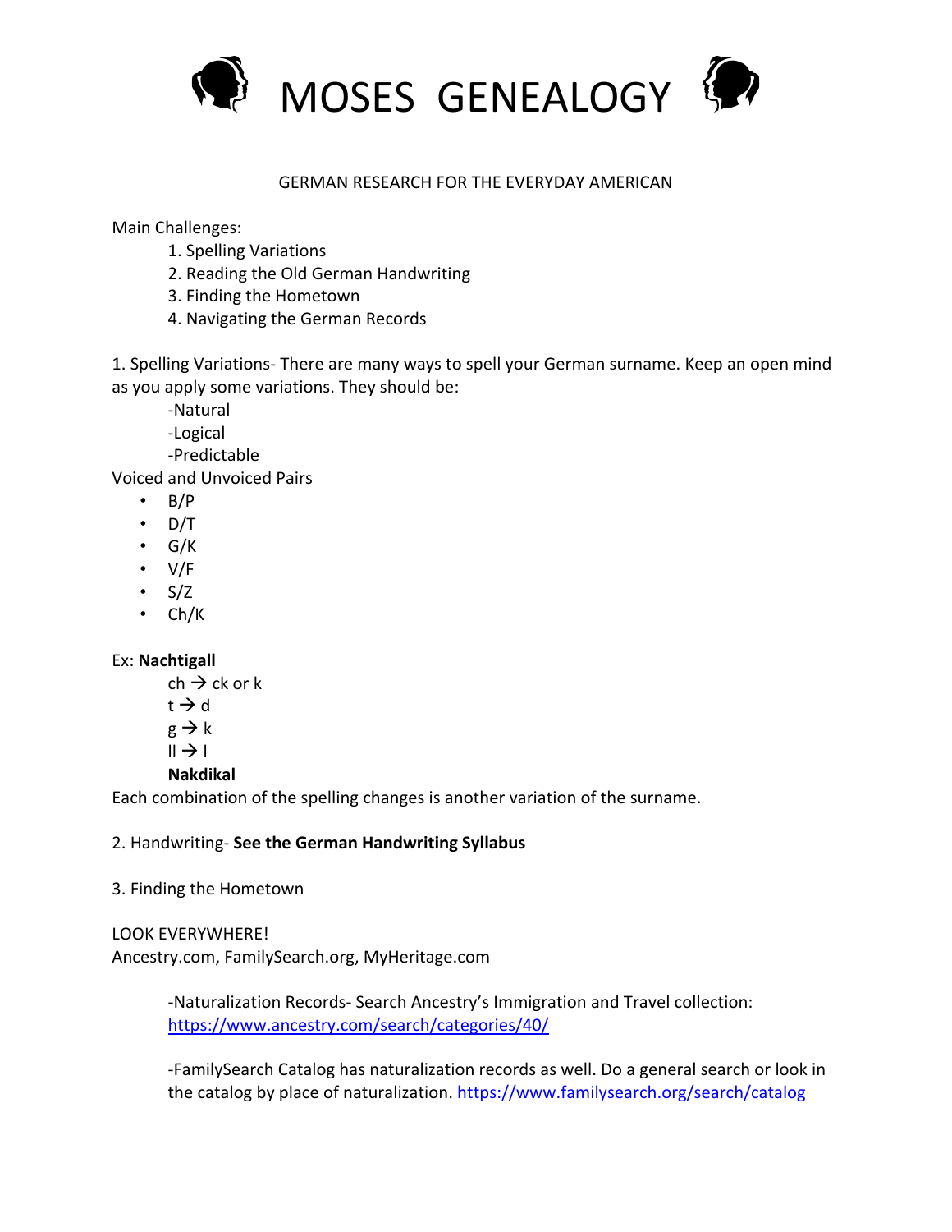# MOSES GENEALOGY

## GERMAN RESEARCH FOR THE EVERYDAY AMERICAN

Main Challenges:

1. Spelling Variations
2. Reading the Old German Handwriting
3. Finding the Hometown
4. Navigating the German Records

1. Spelling Variations- There are many ways to spell your German surname. Keep an open mind as you apply some variations. They should be:

   -Natural
   -Logical
   -Predictable

Voiced and Unvoiced Pairs

- B/P
- D/T
- G/K
- V/F
- S/Z
- Ch/K

Ex: **Nachtigall**

   ch → ck or k
   t → d
   g → k
   ll → l
   **Nakdikal**

Each combination of the spelling changes is another variation of the surname.

2. Handwriting- **See the German Handwriting Syllabus**

3. Finding the Hometown

LOOK EVERYWHERE!
Ancestry.com, FamilySearch.org, MyHeritage.com

   -Naturalization Records- Search Ancestry's Immigration and Travel collection: https://www.ancestry.com/search/categories/40/

   -FamilySearch Catalog has naturalization records as well. Do a general search or look in the catalog by place of naturalization. https://www.familysearch.org/search/catalog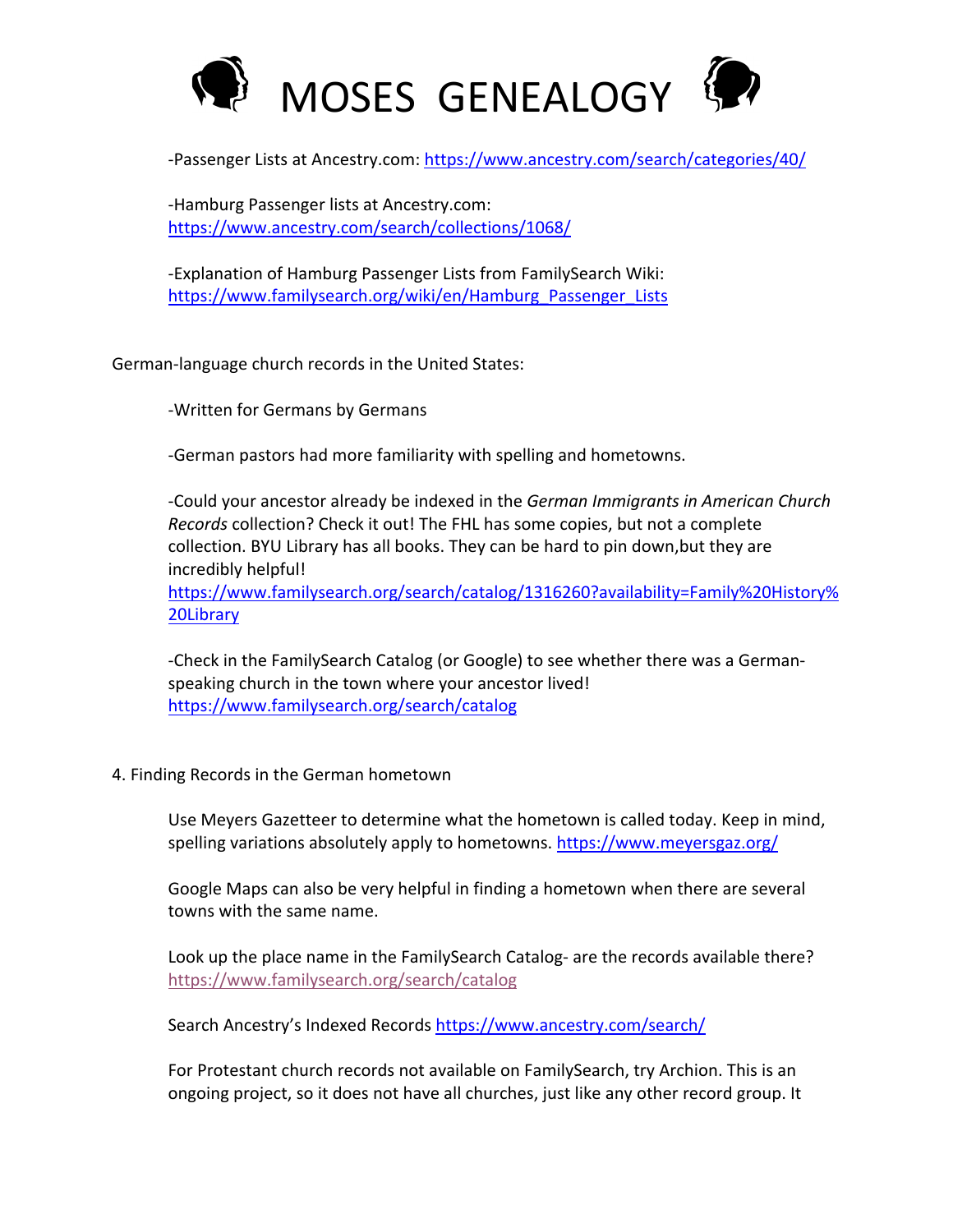-Passenger Lists at Ancestry.com: https://www.ancestry.com/search/categories/40/

-Hamburg Passenger lists at Ancestry.com: https://www.ancestry.com/search/collections/1068/

-Explanation of Hamburg Passenger Lists from FamilySearch Wiki: https://www.familysearch.org/wiki/en/Hamburg_Passenger_Lists

German-language church records in the United States:

-Written for Germans by Germans

-German pastors had more familiarity with spelling and hometowns.

-Could your ancestor already be indexed in the *German Immigrants in American Church Records* collection? Check it out! The FHL has some copies, but not a complete collection. BYU Library has all books. They can be hard to pin down,but they are incredibly helpful! https://www.familysearch.org/search/catalog/1316260?availability=Family%20History%20Library

-Check in the FamilySearch Catalog (or Google) to see whether there was a German-speaking church in the town where your ancestor lived! https://www.familysearch.org/search/catalog

4. Finding Records in the German hometown

Use Meyers Gazetteer to determine what the hometown is called today. Keep in mind, spelling variations absolutely apply to hometowns. https://www.meyersgaz.org/

Google Maps can also be very helpful in finding a hometown when there are several towns with the same name.

Look up the place name in the FamilySearch Catalog- are the records available there? https://www.familysearch.org/search/catalog

Search Ancestry's Indexed Records https://www.ancestry.com/search/

For Protestant church records not available on FamilySearch, try Archion. This is an ongoing project, so it does not have all churches, just like any other record group. It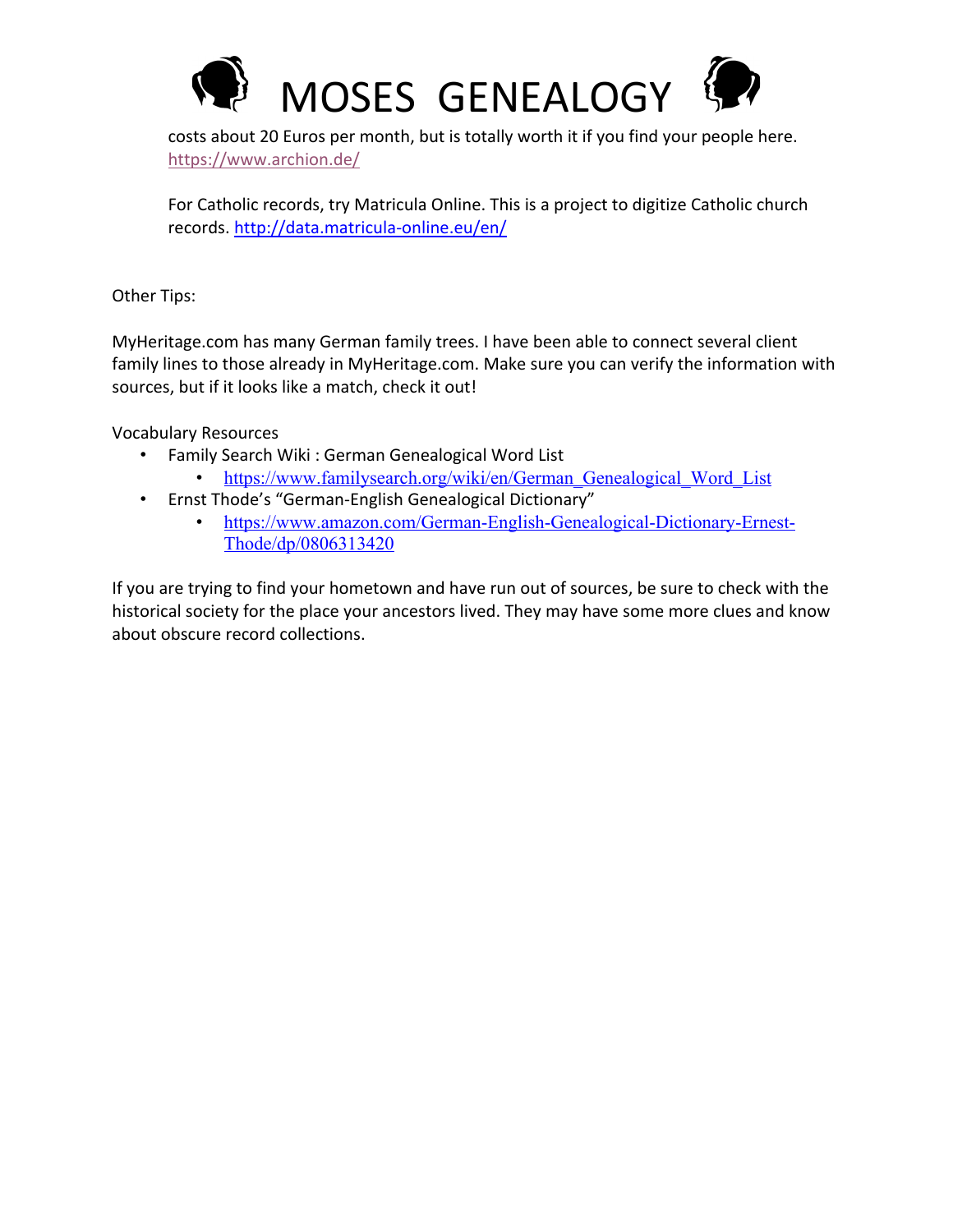costs about 20 Euros per month, but is totally worth it if you find your people here. https://www.archion.de/

For Catholic records, try Matricula Online. This is a project to digitize Catholic church records. http://data.matricula-online.eu/en/

Other Tips:

MyHeritage.com has many German family trees. I have been able to connect several client family lines to those already in MyHeritage.com. Make sure you can verify the information with sources, but if it looks like a match, check it out!

Vocabulary Resources

- Family Search Wiki : German Genealogical Word List
    - https://www.familysearch.org/wiki/en/German_Genealogical_Word_List
- Ernst Thode's "German-English Genealogical Dictionary"
    - https://www.amazon.com/German-English-Genealogical-Dictionary-Ernest-Thode/dp/0806313420

If you are trying to find your hometown and have run out of sources, be sure to check with the historical society for the place your ancestors lived. They may have some more clues and know about obscure record collections.